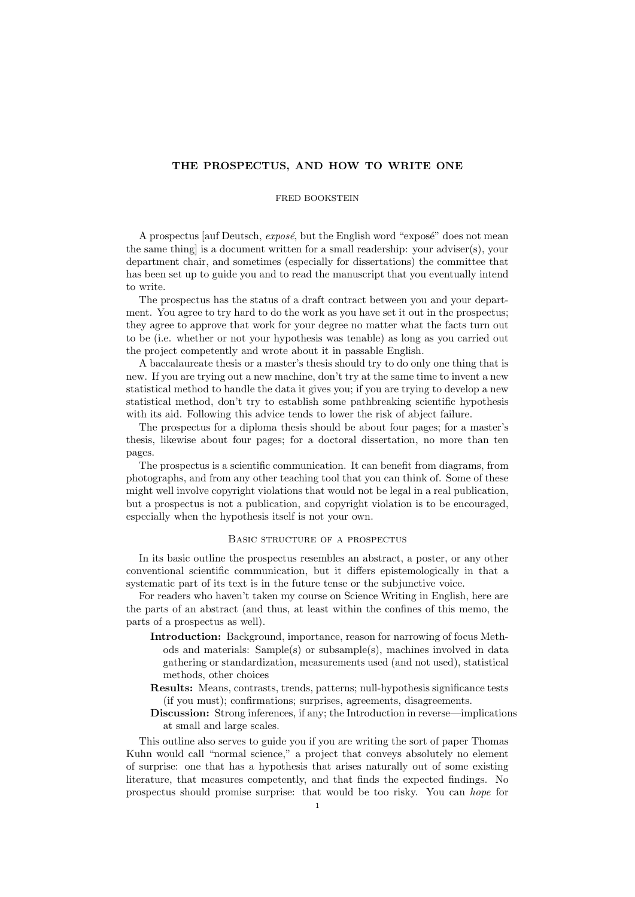# THE PROSPECTUS, AND HOW TO WRITE ONE

FRED BOOKSTEIN

A prospectus [auf Deutsch, *exposé*, but the English word "exposé" does not mean the same thing] is a document written for a small readership: your adviser(s), your department chair, and sometimes (especially for dissertations) the committee that has been set up to guide you and to read the manuscript that you eventually intend to write.

The prospectus has the status of a draft contract between you and your department. You agree to try hard to do the work as you have set it out in the prospectus; they agree to approve that work for your degree no matter what the facts turn out to be (i.e. whether or not your hypothesis was tenable) as long as you carried out the project competently and wrote about it in passable English.

A baccalaureate thesis or a master's thesis should try to do only one thing that is new. If you are trying out a new machine, don't try at the same time to invent a new statistical method to handle the data it gives you; if you are trying to develop a new statistical method, don't try to establish some pathbreaking scientific hypothesis with its aid. Following this advice tends to lower the risk of abject failure.

The prospectus for a diploma thesis should be about four pages; for a master's thesis, likewise about four pages; for a doctoral dissertation, no more than ten pages.

The prospectus is a scientific communication. It can benefit from diagrams, from photographs, and from any other teaching tool that you can think of. Some of these might well involve copyright violations that would not be legal in a real publication, but a prospectus is not a publication, and copyright violation is to be encouraged, especially when the hypothesis itself is not your own.

## Basic structure of a prospectus

In its basic outline the prospectus resembles an abstract, a poster, or any other conventional scientific communication, but it differs epistemologically in that a systematic part of its text is in the future tense or the subjunctive voice.

For readers who haven't taken my course on Science Writing in English, here are the parts of an abstract (and thus, at least within the confines of this memo, the parts of a prospectus as well).

- **Introduction:** Background, importance, reason for narrowing of focus Methods and materials: Sample(s) or subsample(s), machines involved in data gathering or standardization, measurements used (and not used), statistical methods, other choices
- **Results:** Means, contrasts, trends, patterns; null-hypothesis significance tests (if you must); confirmations; surprises, agreements, disagreements.
- **Discussion:** Strong inferences, if any; the Introduction in reverse—implications at small and large scales.

This outline also serves to guide you if you are writing the sort of paper Thomas Kuhn would call "normal science," a project that conveys absolutely no element of surprise: one that has a hypothesis that arises naturally out of some existing literature, that measures competently, and that finds the expected findings. No prospectus should promise surprise: that would be too risky. You can *hope* for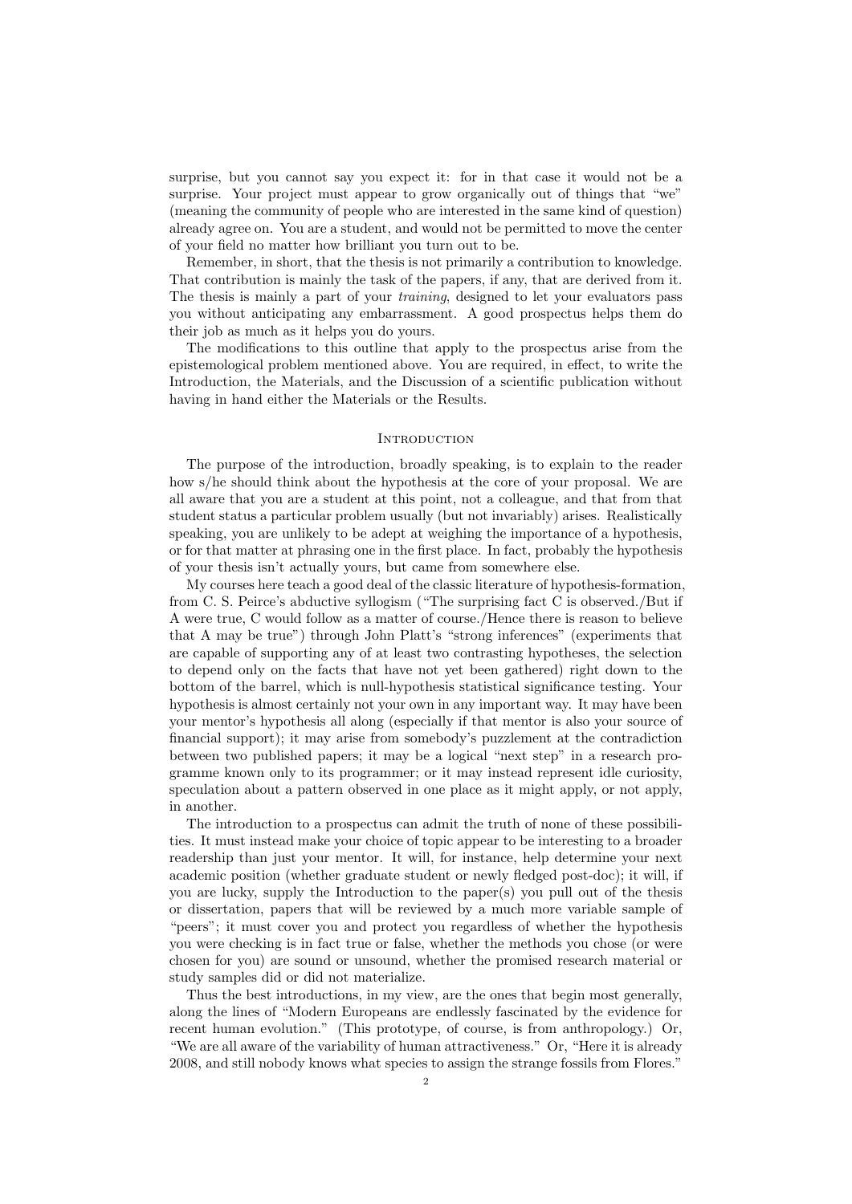surprise, but you cannot say you expect it: for in that case it would not be a surprise. Your project must appear to grow organically out of things that "we" (meaning the community of people who are interested in the same kind of question) already agree on. You are a student, and would not be permitted to move the center of your field no matter how brilliant you turn out to be.

Remember, in short, that the thesis is not primarily a contribution to knowledge. That contribution is mainly the task of the papers, if any, that are derived from it. The thesis is mainly a part of your *training*, designed to let your evaluators pass you without anticipating any embarrassment. A good prospectus helps them do their job as much as it helps you do yours.

The modifications to this outline that apply to the prospectus arise from the epistemological problem mentioned above. You are required, in effect, to write the Introduction, the Materials, and the Discussion of a scientific publication without having in hand either the Materials or the Results.

## Introduction

The purpose of the introduction, broadly speaking, is to explain to the reader how s/he should think about the hypothesis at the core of your proposal. We are all aware that you are a student at this point, not a colleague, and that from that student status a particular problem usually (but not invariably) arises. Realistically speaking, you are unlikely to be adept at weighing the importance of a hypothesis, or for that matter at phrasing one in the first place. In fact, probably the hypothesis of your thesis isn't actually yours, but came from somewhere else.

My courses here teach a good deal of the classic literature of hypothesis-formation, from C. S. Peirce's abductive syllogism ("The surprising fact C is observed./But if A were true, C would follow as a matter of course./Hence there is reason to believe that A may be true") through John Platt's "strong inferences" (experiments that are capable of supporting any of at least two contrasting hypotheses, the selection to depend only on the facts that have not yet been gathered) right down to the bottom of the barrel, which is null-hypothesis statistical significance testing. Your hypothesis is almost certainly not your own in any important way. It may have been your mentor's hypothesis all along (especially if that mentor is also your source of financial support); it may arise from somebody's puzzlement at the contradiction between two published papers; it may be a logical "next step" in a research programme known only to its programmer; or it may instead represent idle curiosity, speculation about a pattern observed in one place as it might apply, or not apply, in another.

The introduction to a prospectus can admit the truth of none of these possibilities. It must instead make your choice of topic appear to be interesting to a broader readership than just your mentor. It will, for instance, help determine your next academic position (whether graduate student or newly fledged post-doc); it will, if you are lucky, supply the Introduction to the paper(s) you pull out of the thesis or dissertation, papers that will be reviewed by a much more variable sample of "peers"; it must cover you and protect you regardless of whether the hypothesis you were checking is in fact true or false, whether the methods you chose (or were chosen for you) are sound or unsound, whether the promised research material or study samples did or did not materialize.

Thus the best introductions, in my view, are the ones that begin most generally, along the lines of "Modern Europeans are endlessly fascinated by the evidence for recent human evolution." (This prototype, of course, is from anthropology.) Or, "We are all aware of the variability of human attractiveness." Or, "Here it is already 2008, and still nobody knows what species to assign the strange fossils from Flores."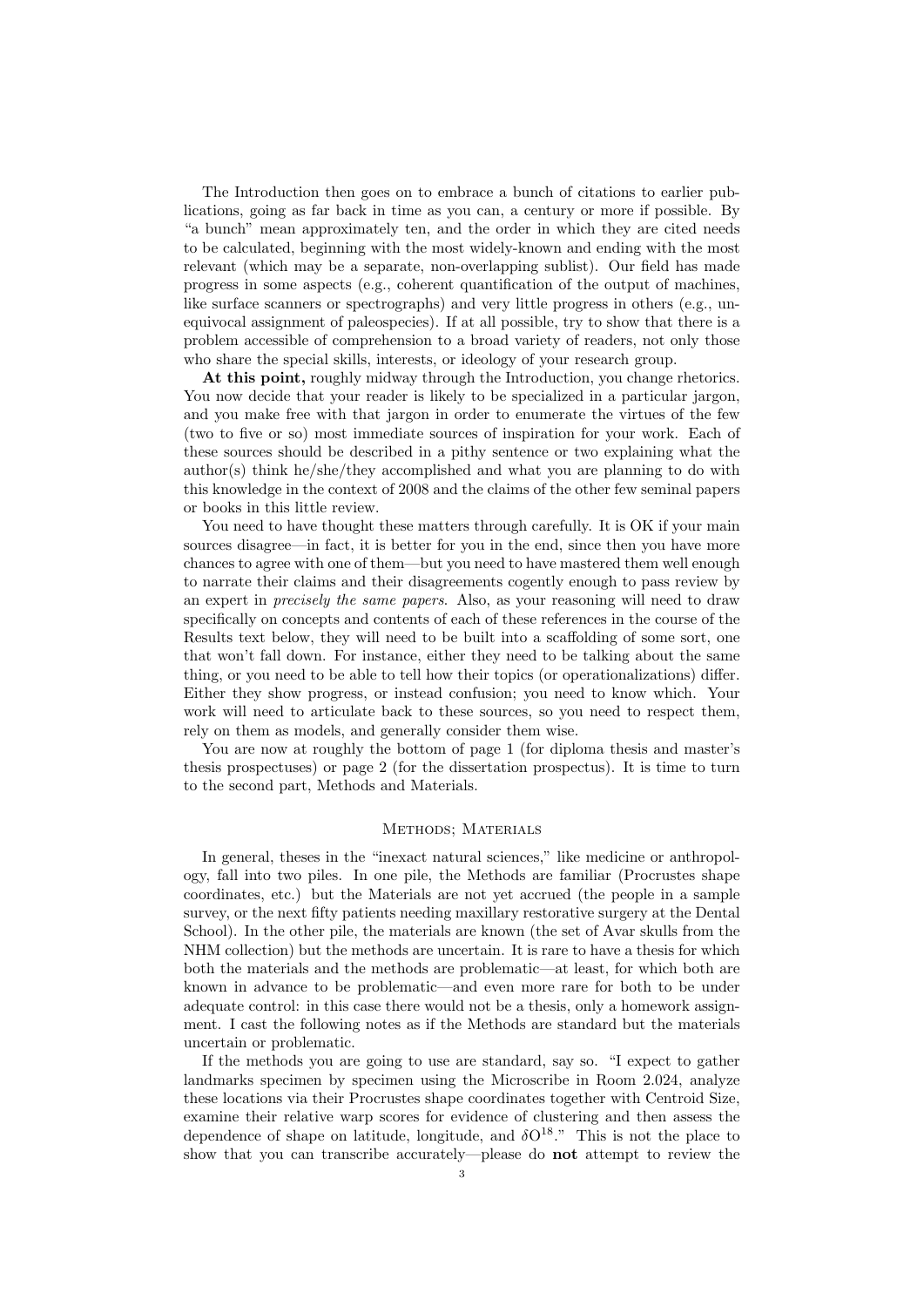The Introduction then goes on to embrace a bunch of citations to earlier publications, going as far back in time as you can, a century or more if possible. By "a bunch" mean approximately ten, and the order in which they are cited needs to be calculated, beginning with the most widely-known and ending with the most relevant (which may be a separate, non-overlapping sublist). Our field has made progress in some aspects (e.g., coherent quantification of the output of machines, like surface scanners or spectrographs) and very little progress in others (e.g., unequivocal assignment of paleospecies). If at all possible, try to show that there is a problem accessible of comprehension to a broad variety of readers, not only those who share the special skills, interests, or ideology of your research group.

**At this point,** roughly midway through the Introduction, you change rhetorics. You now decide that your reader is likely to be specialized in a particular jargon, and you make free with that jargon in order to enumerate the virtues of the few (two to five or so) most immediate sources of inspiration for your work. Each of these sources should be described in a pithy sentence or two explaining what the author(s) think he/she/they accomplished and what you are planning to do with this knowledge in the context of 2008 and the claims of the other few seminal papers or books in this little review.

You need to have thought these matters through carefully. It is OK if your main sources disagree—in fact, it is better for you in the end, since then you have more chances to agree with one of them—but you need to have mastered them well enough to narrate their claims and their disagreements cogently enough to pass review by an expert in *precisely the same papers.* Also, as your reasoning will need to draw specifically on concepts and contents of each of these references in the course of the Results text below, they will need to be built into a scaffolding of some sort, one that won't fall down. For instance, either they need to be talking about the same thing, or you need to be able to tell how their topics (or operationalizations) differ. Either they show progress, or instead confusion; you need to know which. Your work will need to articulate back to these sources, so you need to respect them, rely on them as models, and generally consider them wise.

You are now at roughly the bottom of page 1 (for diploma thesis and master's thesis prospectuses) or page 2 (for the dissertation prospectus). It is time to turn to the second part, Methods and Materials.

## Methods; Materials

In general, theses in the "inexact natural sciences," like medicine or anthropology, fall into two piles. In one pile, the Methods are familiar (Procrustes shape coordinates, etc.) but the Materials are not yet accrued (the people in a sample survey, or the next fifty patients needing maxillary restorative surgery at the Dental School). In the other pile, the materials are known (the set of Avar skulls from the NHM collection) but the methods are uncertain. It is rare to have a thesis for which both the materials and the methods are problematic—at least, for which both are known in advance to be problematic—and even more rare for both to be under adequate control: in this case there would not be a thesis, only a homework assignment. I cast the following notes as if the Methods are standard but the materials uncertain or problematic.

If the methods you are going to use are standard, say so. "I expect to gather landmarks specimen by specimen using the Microscribe in Room 2.024, analyze these locations via their Procrustes shape coordinates together with Centroid Size, examine their relative warp scores for evidence of clustering and then assess the dependence of shape on latitude, longitude, and $\delta O^{18}$." This is not the place to show that you can transcribe accurately—please do **not** attempt to review the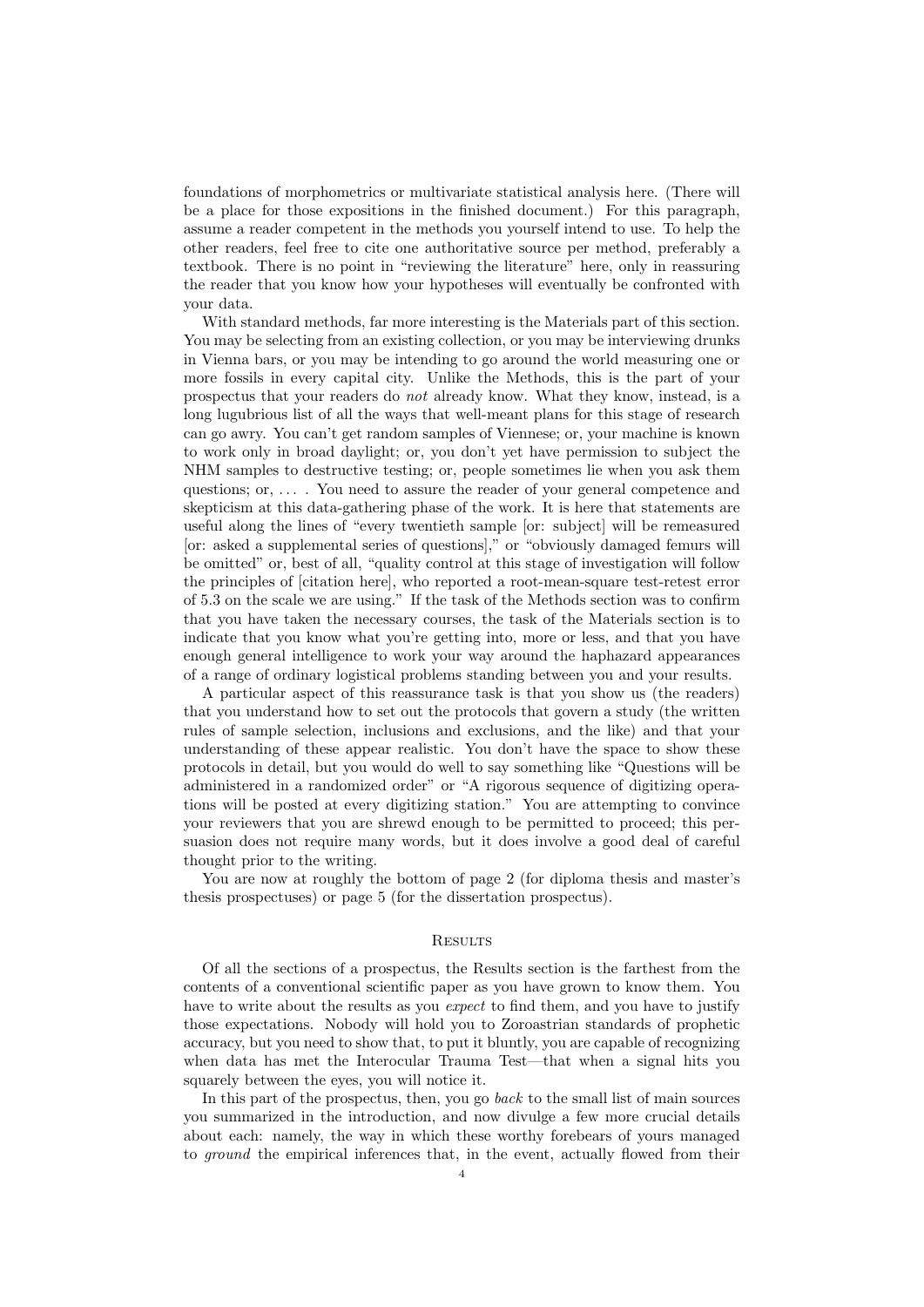foundations of morphometrics or multivariate statistical analysis here. (There will be a place for those expositions in the finished document.) For this paragraph, assume a reader competent in the methods you yourself intend to use. To help the other readers, feel free to cite one authoritative source per method, preferably a textbook. There is no point in "reviewing the literature" here, only in reassuring the reader that you know how your hypotheses will eventually be confronted with your data.

With standard methods, far more interesting is the Materials part of this section. You may be selecting from an existing collection, or you may be interviewing drunks in Vienna bars, or you may be intending to go around the world measuring one or more fossils in every capital city. Unlike the Methods, this is the part of your prospectus that your readers do *not* already know. What they know, instead, is a long lugubrious list of all the ways that well-meant plans for this stage of research can go awry. You can't get random samples of Viennese; or, your machine is known to work only in broad daylight; or, you don't yet have permission to subject the NHM samples to destructive testing; or, people sometimes lie when you ask them questions; or, . . . . You need to assure the reader of your general competence and skepticism at this data-gathering phase of the work. It is here that statements are useful along the lines of "every twentieth sample [or: subject] will be remeasured [or: asked a supplemental series of questions]," or "obviously damaged femurs will be omitted" or, best of all, "quality control at this stage of investigation will follow the principles of [citation here], who reported a root-mean-square test-retest error of 5.3 on the scale we are using." If the task of the Methods section was to confirm that you have taken the necessary courses, the task of the Materials section is to indicate that you know what you're getting into, more or less, and that you have enough general intelligence to work your way around the haphazard appearances of a range of ordinary logistical problems standing between you and your results.

A particular aspect of this reassurance task is that you show us (the readers) that you understand how to set out the protocols that govern a study (the written rules of sample selection, inclusions and exclusions, and the like) and that your understanding of these appear realistic. You don't have the space to show these protocols in detail, but you would do well to say something like "Questions will be administered in a randomized order" or "A rigorous sequence of digitizing operations will be posted at every digitizing station." You are attempting to convince your reviewers that you are shrewd enough to be permitted to proceed; this persuasion does not require many words, but it does involve a good deal of careful thought prior to the writing.

You are now at roughly the bottom of page 2 (for diploma thesis and master's thesis prospectuses) or page 5 (for the dissertation prospectus).

## Results

Of all the sections of a prospectus, the Results section is the farthest from the contents of a conventional scientific paper as you have grown to know them. You have to write about the results as you *expect* to find them, and you have to justify those expectations. Nobody will hold you to Zoroastrian standards of prophetic accuracy, but you need to show that, to put it bluntly, you are capable of recognizing when data has met the Interocular Trauma Test—that when a signal hits you squarely between the eyes, you will notice it.

In this part of the prospectus, then, you go *back* to the small list of main sources you summarized in the introduction, and now divulge a few more crucial details about each: namely, the way in which these worthy forebears of yours managed to *ground* the empirical inferences that, in the event, actually flowed from their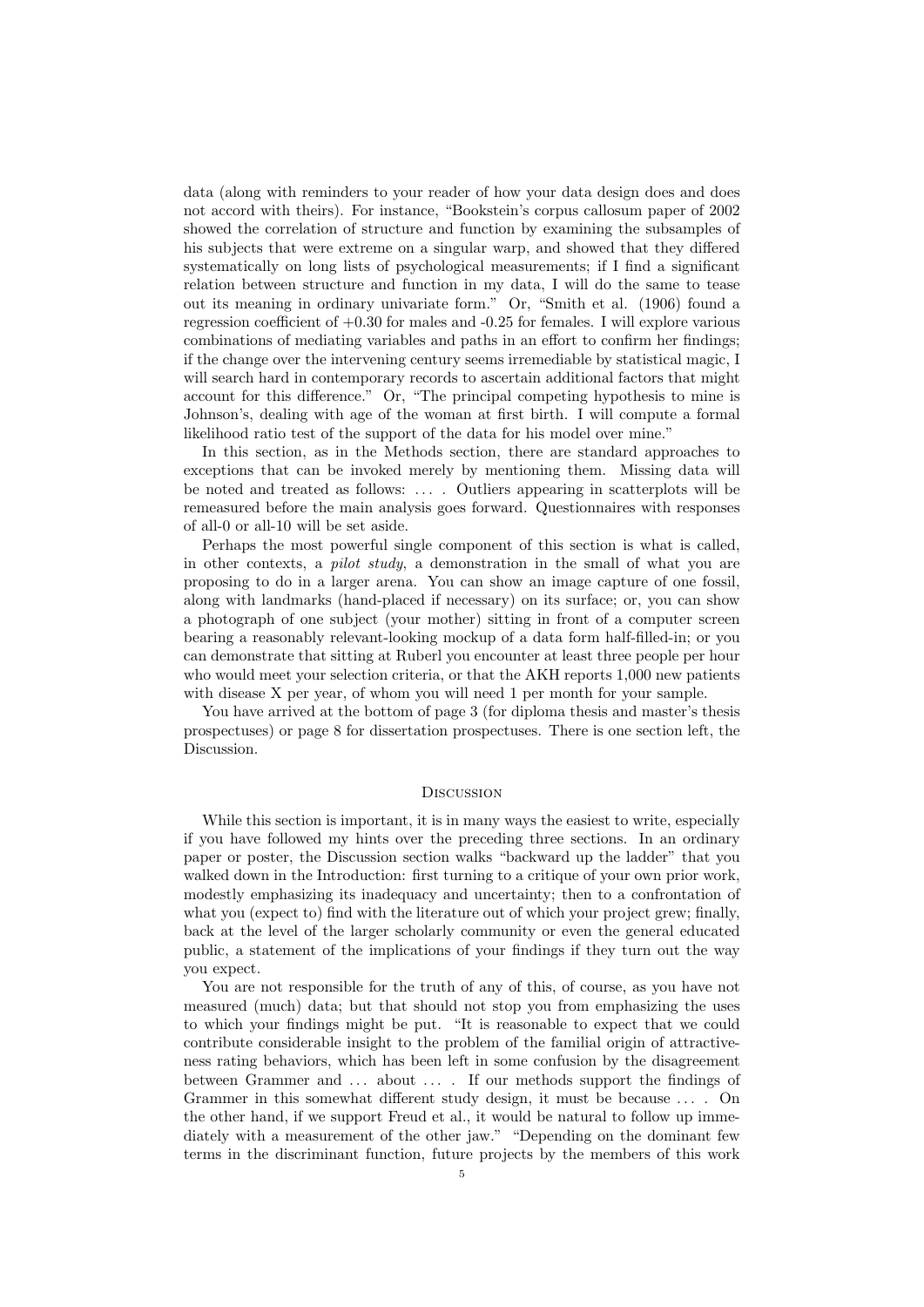data (along with reminders to your reader of how your data design does and does not accord with theirs). For instance, "Bookstein's corpus callosum paper of 2002 showed the correlation of structure and function by examining the subsamples of his subjects that were extreme on a singular warp, and showed that they differed systematically on long lists of psychological measurements; if I find a significant relation between structure and function in my data, I will do the same to tease out its meaning in ordinary univariate form." Or, "Smith et al. (1906) found a regression coefficient of +0.30 for males and -0.25 for females. I will explore various combinations of mediating variables and paths in an effort to confirm her findings; if the change over the intervening century seems irremediable by statistical magic, I will search hard in contemporary records to ascertain additional factors that might account for this difference." Or, "The principal competing hypothesis to mine is Johnson's, dealing with age of the woman at first birth. I will compute a formal likelihood ratio test of the support of the data for his model over mine."

In this section, as in the Methods section, there are standard approaches to exceptions that can be invoked merely by mentioning them. Missing data will be noted and treated as follows: ... . Outliers appearing in scatterplots will be remeasured before the main analysis goes forward. Questionnaires with responses of all-0 or all-10 will be set aside.

Perhaps the most powerful single component of this section is what is called, in other contexts, a *pilot study*, a demonstration in the small of what you are proposing to do in a larger arena. You can show an image capture of one fossil, along with landmarks (hand-placed if necessary) on its surface; or, you can show a photograph of one subject (your mother) sitting in front of a computer screen bearing a reasonably relevant-looking mockup of a data form half-filled-in; or you can demonstrate that sitting at Ruberl you encounter at least three people per hour who would meet your selection criteria, or that the AKH reports 1,000 new patients with disease X per year, of whom you will need 1 per month for your sample.

You have arrived at the bottom of page 3 (for diploma thesis and master's thesis prospectuses) or page 8 for dissertation prospectuses. There is one section left, the Discussion.

## Discussion

While this section is important, it is in many ways the easiest to write, especially if you have followed my hints over the preceding three sections. In an ordinary paper or poster, the Discussion section walks "backward up the ladder" that you walked down in the Introduction: first turning to a critique of your own prior work, modestly emphasizing its inadequacy and uncertainty; then to a confrontation of what you (expect to) find with the literature out of which your project grew; finally, back at the level of the larger scholarly community or even the general educated public, a statement of the implications of your findings if they turn out the way you expect.

You are not responsible for the truth of any of this, of course, as you have not measured (much) data; but that should not stop you from emphasizing the uses to which your findings might be put. "It is reasonable to expect that we could contribute considerable insight to the problem of the familial origin of attractiveness rating behaviors, which has been left in some confusion by the disagreement between Grammer and ... about ... . If our methods support the findings of Grammer in this somewhat different study design, it must be because ... . On the other hand, if we support Freud et al., it would be natural to follow up immediately with a measurement of the other jaw." "Depending on the dominant few terms in the discriminant function, future projects by the members of this work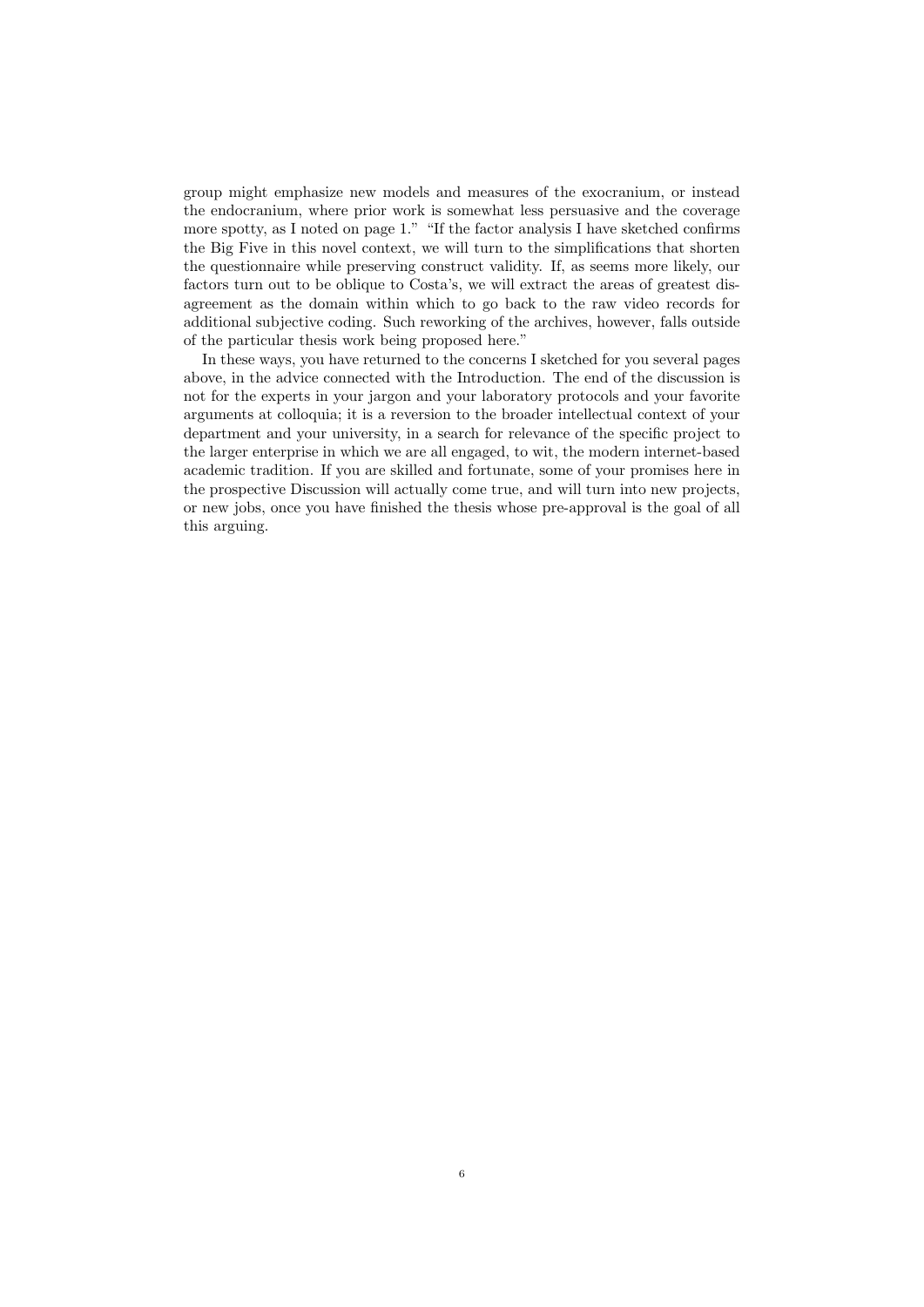group might emphasize new models and measures of the exocranium, or instead the endocranium, where prior work is somewhat less persuasive and the coverage more spotty, as I noted on page 1." "If the factor analysis I have sketched confirms the Big Five in this novel context, we will turn to the simplifications that shorten the questionnaire while preserving construct validity. If, as seems more likely, our factors turn out to be oblique to Costa's, we will extract the areas of greatest disagreement as the domain within which to go back to the raw video records for additional subjective coding. Such reworking of the archives, however, falls outside of the particular thesis work being proposed here."

In these ways, you have returned to the concerns I sketched for you several pages above, in the advice connected with the Introduction. The end of the discussion is not for the experts in your jargon and your laboratory protocols and your favorite arguments at colloquia; it is a reversion to the broader intellectual context of your department and your university, in a search for relevance of the specific project to the larger enterprise in which we are all engaged, to wit, the modern internet-based academic tradition. If you are skilled and fortunate, some of your promises here in the prospective Discussion will actually come true, and will turn into new projects, or new jobs, once you have finished the thesis whose pre-approval is the goal of all this arguing.